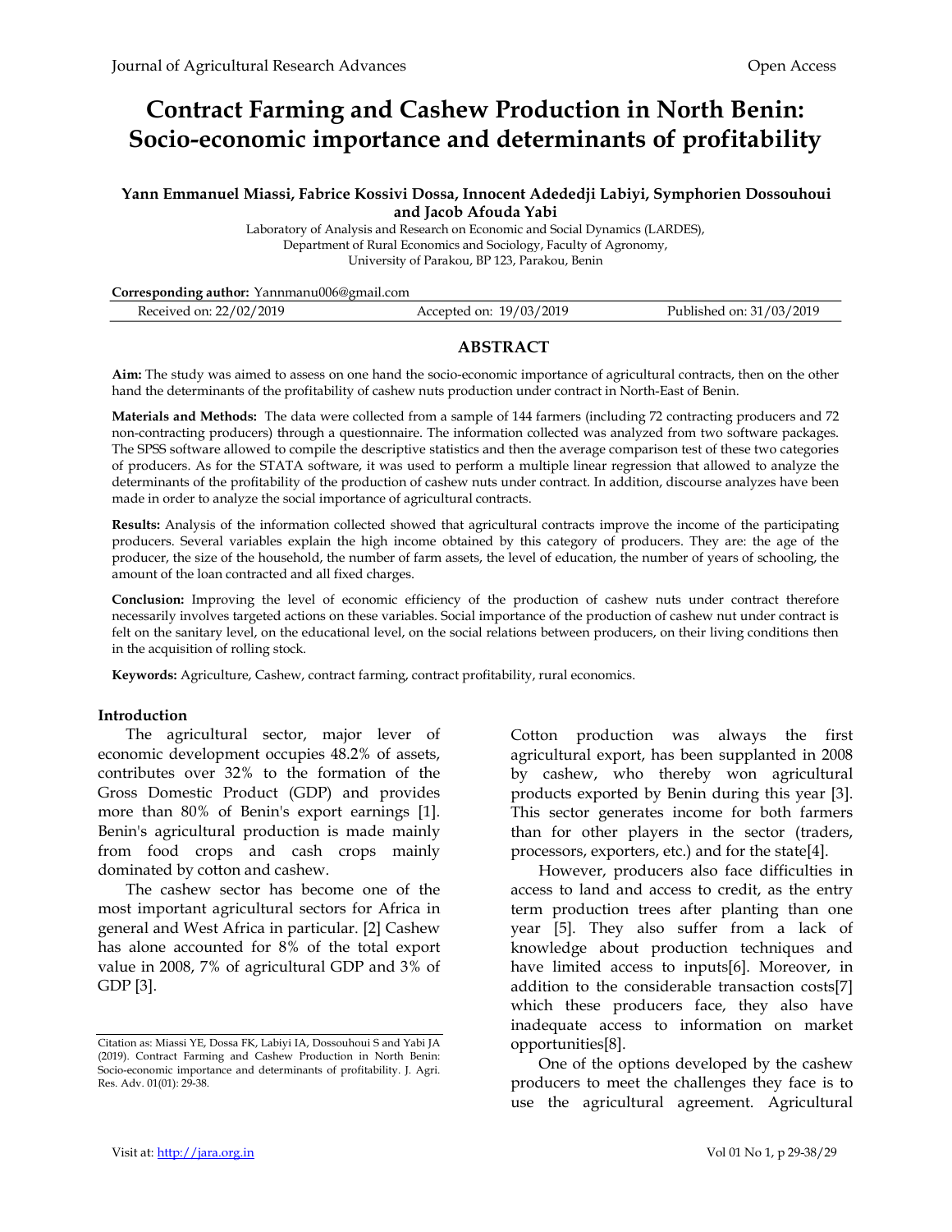# Contract Farming and Cashew Production in North Benin: Socio-economic importance and determinants of profitability

**Yann Emmanuel Miassi, Fabrice Kossivi Dossa, Innocent Adededji Labiyi, Symphorien Dossouhoui and Jacob Afouda Yabi**

Laboratory of Analysis and Research on Economic and Social Dynamics (LARDES),
Department of Rural Economics and Sociology, Faculty of Agronomy,
University of Parakou, BP 123, Parakou, Benin

**Corresponding author:** Yannmanu006@gmail.com

Received on: 22/02/2019 | Accepted on: 19/03/2019 | Published on: 31/03/2019

## ABSTRACT

**Aim:** The study was aimed to assess on one hand the socio-economic importance of agricultural contracts, then on the other hand the determinants of the profitability of cashew nuts production under contract in North-East of Benin.

**Materials and Methods:** The data were collected from a sample of 144 farmers (including 72 contracting producers and 72 non-contracting producers) through a questionnaire. The information collected was analyzed from two software packages. The SPSS software allowed to compile the descriptive statistics and then the average comparison test of these two categories of producers. As for the STATA software, it was used to perform a multiple linear regression that allowed to analyze the determinants of the profitability of the production of cashew nuts under contract. In addition, discourse analyzes have been made in order to analyze the social importance of agricultural contracts.

**Results:** Analysis of the information collected showed that agricultural contracts improve the income of the participating producers. Several variables explain the high income obtained by this category of producers. They are: the age of the producer, the size of the household, the number of farm assets, the level of education, the number of years of schooling, the amount of the loan contracted and all fixed charges.

**Conclusion:** Improving the level of economic efficiency of the production of cashew nuts under contract therefore necessarily involves targeted actions on these variables. Social importance of the production of cashew nut under contract is felt on the sanitary level, on the educational level, on the social relations between producers, on their living conditions then in the acquisition of rolling stock.

**Keywords:** Agriculture, Cashew, contract farming, contract profitability, rural economics.

## Introduction

The agricultural sector, major lever of economic development occupies 48.2% of assets, contributes over 32% to the formation of the Gross Domestic Product (GDP) and provides more than 80% of Benin's export earnings [1]. Benin's agricultural production is made mainly from food crops and cash crops mainly dominated by cotton and cashew.

The cashew sector has become one of the most important agricultural sectors for Africa in general and West Africa in particular. [2] Cashew has alone accounted for 8% of the total export value in 2008, 7% of agricultural GDP and 3% of GDP [3].

Cotton production was always the first agricultural export, has been supplanted in 2008 by cashew, who thereby won agricultural products exported by Benin during this year [3]. This sector generates income for both farmers than for other players in the sector (traders, processors, exporters, etc.) and for the state[4].

However, producers also face difficulties in access to land and access to credit, as the entry term production trees after planting than one year [5]. They also suffer from a lack of knowledge about production techniques and have limited access to inputs[6]. Moreover, in addition to the considerable transaction costs[7] which these producers face, they also have inadequate access to information on market opportunities[8].

One of the options developed by the cashew producers to meet the challenges they face is to use the agricultural agreement. Agricultural

Citation as: Miassi YE, Dossa FK, Labiyi IA, Dossouhoui S and Yabi JA (2019). Contract Farming and Cashew Production in North Benin: Socio-economic importance and determinants of profitability. J. Agri. Res. Adv. 01(01): 29-38.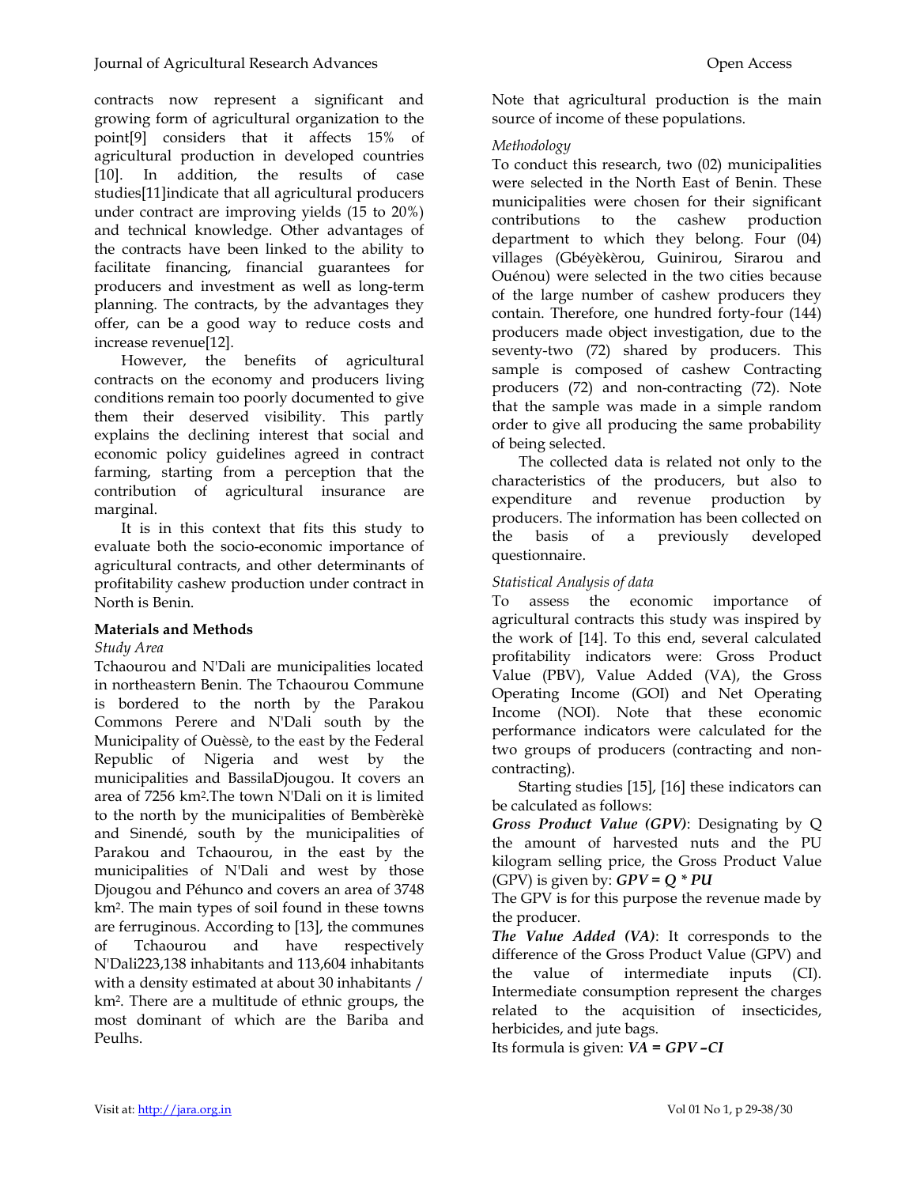contracts now represent a significant and growing form of agricultural organization to the point[9] considers that it affects 15% of agricultural production in developed countries [10]. In addition, the results of case studies[11]indicate that all agricultural producers under contract are improving yields (15 to 20%) and technical knowledge. Other advantages of the contracts have been linked to the ability to facilitate financing, financial guarantees for producers and investment as well as long-term planning. The contracts, by the advantages they offer, can be a good way to reduce costs and increase revenue[12].

However, the benefits of agricultural contracts on the economy and producers living conditions remain too poorly documented to give them their deserved visibility. This partly explains the declining interest that social and economic policy guidelines agreed in contract farming, starting from a perception that the contribution of agricultural insurance are marginal.

It is in this context that fits this study to evaluate both the socio-economic importance of agricultural contracts, and other determinants of profitability cashew production under contract in North is Benin.

## Materials and Methods

*Study Area*

Tchaourou and N'Dali are municipalities located in northeastern Benin. The Tchaourou Commune is bordered to the north by the Parakou Commons Perere and N'Dali south by the Municipality of Ouèssè, to the east by the Federal Republic of Nigeria and west by the municipalities and BassilaDjougou. It covers an area of 7256 km². The town N'Dali on it is limited to the north by the municipalities of Bembèrèkè and Sinendé, south by the municipalities of Parakou and Tchaourou, in the east by the municipalities of N'Dali and west by those Djougou and Péhunco and covers an area of 3748 km². The main types of soil found in these towns are ferruginous. According to [13], the communes of Tchaourou and have respectively N'Dali223,138 inhabitants and 113,604 inhabitants with a density estimated at about 30 inhabitants / km². There are a multitude of ethnic groups, the most dominant of which are the Bariba and Peulhs.

Note that agricultural production is the main source of income of these populations.

*Methodology*

To conduct this research, two (02) municipalities were selected in the North East of Benin. These municipalities were chosen for their significant contributions to the cashew production department to which they belong. Four (04) villages (Gbéyèkèrou, Guinirou, Sirarou and Ouénou) were selected in the two cities because of the large number of cashew producers they contain. Therefore, one hundred forty-four (144) producers made object investigation, due to the seventy-two (72) shared by producers. This sample is composed of cashew Contracting producers (72) and non-contracting (72). Note that the sample was made in a simple random order to give all producing the same probability of being selected.

The collected data is related not only to the characteristics of the producers, but also to expenditure and revenue production by producers. The information has been collected on the basis of a previously developed questionnaire.

*Statistical Analysis of data*

To assess the economic importance of agricultural contracts this study was inspired by the work of [14]. To this end, several calculated profitability indicators were: Gross Product Value (PBV), Value Added (VA), the Gross Operating Income (GOI) and Net Operating Income (NOI). Note that these economic performance indicators were calculated for the two groups of producers (contracting and non-contracting).

Starting studies [15], [16] these indicators can be calculated as follows:

***Gross Product Value (GPV)***: Designating by Q the amount of harvested nuts and the PU kilogram selling price, the Gross Product Value (GPV) is given by: $GPV = Q * PU$

The GPV is for this purpose the revenue made by the producer.

***The Value Added (VA)***: It corresponds to the difference of the Gross Product Value (GPV) and the value of intermediate inputs (CI). Intermediate consumption represent the charges related to the acquisition of insecticides, herbicides, and jute bags.

Its formula is given: $VA = GPV - CI$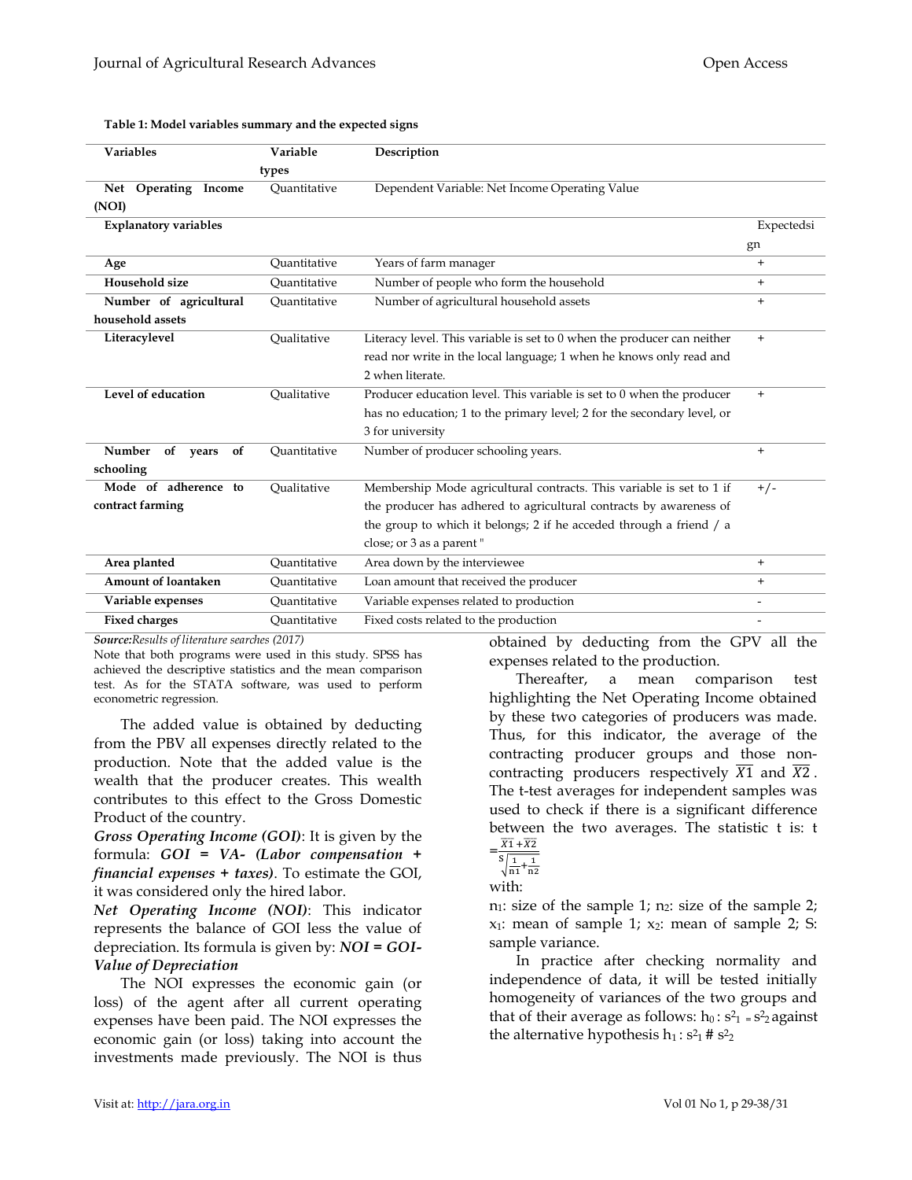**Table 1: Model variables summary and the expected signs**

| Variables | Variable types | Description | |
|---|---|---|---|
| **Net Operating Income (NOI)** | Quantitative | Dependent Variable: Net Income Operating Value | |
| **Explanatory variables** | | | Expectedsign |
| **Age** | Quantitative | Years of farm manager | + |
| **Household size** | Quantitative | Number of people who form the household | + |
| **Number of agricultural household assets** | Quantitative | Number of agricultural household assets | + |
| **Literacylevel** | Qualitative | Literacy level. This variable is set to 0 when the producer can neither read nor write in the local language; 1 when he knows only read and 2 when literate. | + |
| **Level of education** | Qualitative | Producer education level. This variable is set to 0 when the producer has no education; 1 to the primary level; 2 for the secondary level, or 3 for university | + |
| **Number of years of schooling** | Quantitative | Number of producer schooling years. | + |
| **Mode of adherence to contract farming** | Qualitative | Membership Mode agricultural contracts. This variable is set to 1 if the producer has adhered to agricultural contracts by awareness of the group to which it belongs; 2 if he acceded through a friend / a close; or 3 as a parent " | +/- |
| **Area planted** | Quantitative | Area down by the interviewee | + |
| **Amount of loantaken** | Quantitative | Loan amount that received the producer | + |
| **Variable expenses** | Quantitative | Variable expenses related to production | - |
| **Fixed charges** | Quantitative | Fixed costs related to the production | - |

***Source:****Results of literature searches (2017)*

Note that both programs were used in this study. SPSS has achieved the descriptive statistics and the mean comparison test. As for the STATA software, was used to perform econometric regression.

The added value is obtained by deducting from the PBV all expenses directly related to the production. Note that the added value is the wealth that the producer creates. This wealth contributes to this effect to the Gross Domestic Product of the country.

***Gross Operating Income (GOI)***: It is given by the formula: ***GOI = VA- (Labor compensation + financial expenses + taxes)***. To estimate the GOI, it was considered only the hired labor.

***Net Operating Income (NOI)***: This indicator represents the balance of GOI less the value of depreciation. Its formula is given by: ***NOI = GOI- Value of Depreciation***

The NOI expresses the economic gain (or loss) of the agent after all current operating expenses have been paid. The NOI expresses the economic gain (or loss) taking into account the investments made previously. The NOI is thus obtained by deducting from the GPV all the expenses related to the production.

Thereafter, a mean comparison test highlighting the Net Operating Income obtained by these two categories of producers was made. Thus, for this indicator, the average of the contracting producer groups and those non-contracting producers respectively $\overline{X1}$ and $\overline{X2}$. The t-test averages for independent samples was used to check if there is a significant difference between the two averages. The statistic t is: $t = \frac{\overline{X1}+\overline{X2}}{S\sqrt{\frac{1}{n1}+\frac{1}{n2}}}$

with:

$n_1$: size of the sample 1; $n_2$: size of the sample 2; $x_1$: mean of sample 1; $x_2$: mean of sample 2; S: sample variance.

In practice after checking normality and independence of data, it will be tested initially homogeneity of variances of the two groups and that of their average as follows: $h_0 : s^2_1 = s^2_2$ against the alternative hypothesis $h_1 : s^2_1 \# s^2_2$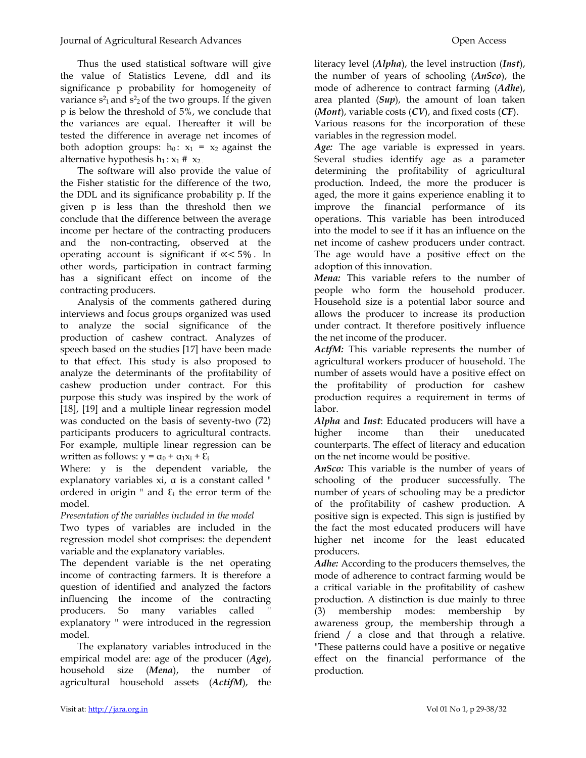Thus the used statistical software will give the value of Statistics Levene, ddl and its significance p probability for homogeneity of variance $s^2_1$ and $s^2_2$ of the two groups. If the given p is below the threshold of 5%, we conclude that the variances are equal. Thereafter it will be tested the difference in average net incomes of both adoption groups: $h_0: x_1 = x_2$ against the alternative hypothesis $h_1: x_1 \# x_2$.

The software will also provide the value of the Fisher statistic for the difference of the two, the DDL and its significance probability p. If the given p is less than the threshold then we conclude that the difference between the average income per hectare of the contracting producers and the non-contracting, observed at the operating account is significant if $\propto < 5\%$. In other words, participation in contract farming has a significant effect on income of the contracting producers.

Analysis of the comments gathered during interviews and focus groups organized was used to analyze the social significance of the production of cashew contract. Analyzes of speech based on the studies [17] have been made to that effect. This study is also proposed to analyze the determinants of the profitability of cashew production under contract. For this purpose this study was inspired by the work of [18], [19] and a multiple linear regression model was conducted on the basis of seventy-two (72) participants producers to agricultural contracts. For example, multiple linear regression can be written as follows: $y = \alpha_0 + \alpha_1 x_i + \varepsilon_i$

Where: y is the dependent variable, the explanatory variables xi, α is a constant called " ordered in origin " and $\varepsilon_i$ the error term of the model.

*Presentation of the variables included in the model*

Two types of variables are included in the regression model shot comprises: the dependent variable and the explanatory variables.

The dependent variable is the net operating income of contracting farmers. It is therefore a question of identified and analyzed the factors influencing the income of the contracting producers. So many variables called " explanatory " were introduced in the regression model.

The explanatory variables introduced in the empirical model are: age of the producer (***Age***), household size (***Mena***), the number of agricultural household assets (***ActifM***), the literacy level (***Alpha***), the level instruction (***Inst***), the number of years of schooling (***AnSco***), the mode of adherence to contract farming (***Adhe***), area planted (***Sup***), the amount of loan taken (***Mont***), variable costs (***CV***), and fixed costs (***CF***).

Various reasons for the incorporation of these variables in the regression model.

***Age:*** The age variable is expressed in years. Several studies identify age as a parameter determining the profitability of agricultural production. Indeed, the more the producer is aged, the more it gains experience enabling it to improve the financial performance of its operations. This variable has been introduced into the model to see if it has an influence on the net income of cashew producers under contract. The age would have a positive effect on the adoption of this innovation.

***Mena:*** This variable refers to the number of people who form the household producer. Household size is a potential labor source and allows the producer to increase its production under contract. It therefore positively influence the net income of the producer.

***ActfM:*** This variable represents the number of agricultural workers producer of household. The number of assets would have a positive effect on the profitability of production for cashew production requires a requirement in terms of labor.

***Alpha*** and ***Inst***: Educated producers will have a higher income than their uneducated counterparts. The effect of literacy and education on the net income would be positive.

***AnSco:*** This variable is the number of years of schooling of the producer successfully. The number of years of schooling may be a predictor of the profitability of cashew production. A positive sign is expected. This sign is justified by the fact the most educated producers will have higher net income for the least educated producers.

***Adhe:*** According to the producers themselves, the mode of adherence to contract farming would be a critical variable in the profitability of cashew production. A distinction is due mainly to three (3) membership modes: membership by awareness group, the membership through a friend / a close and that through a relative. "These patterns could have a positive or negative effect on the financial performance of the production.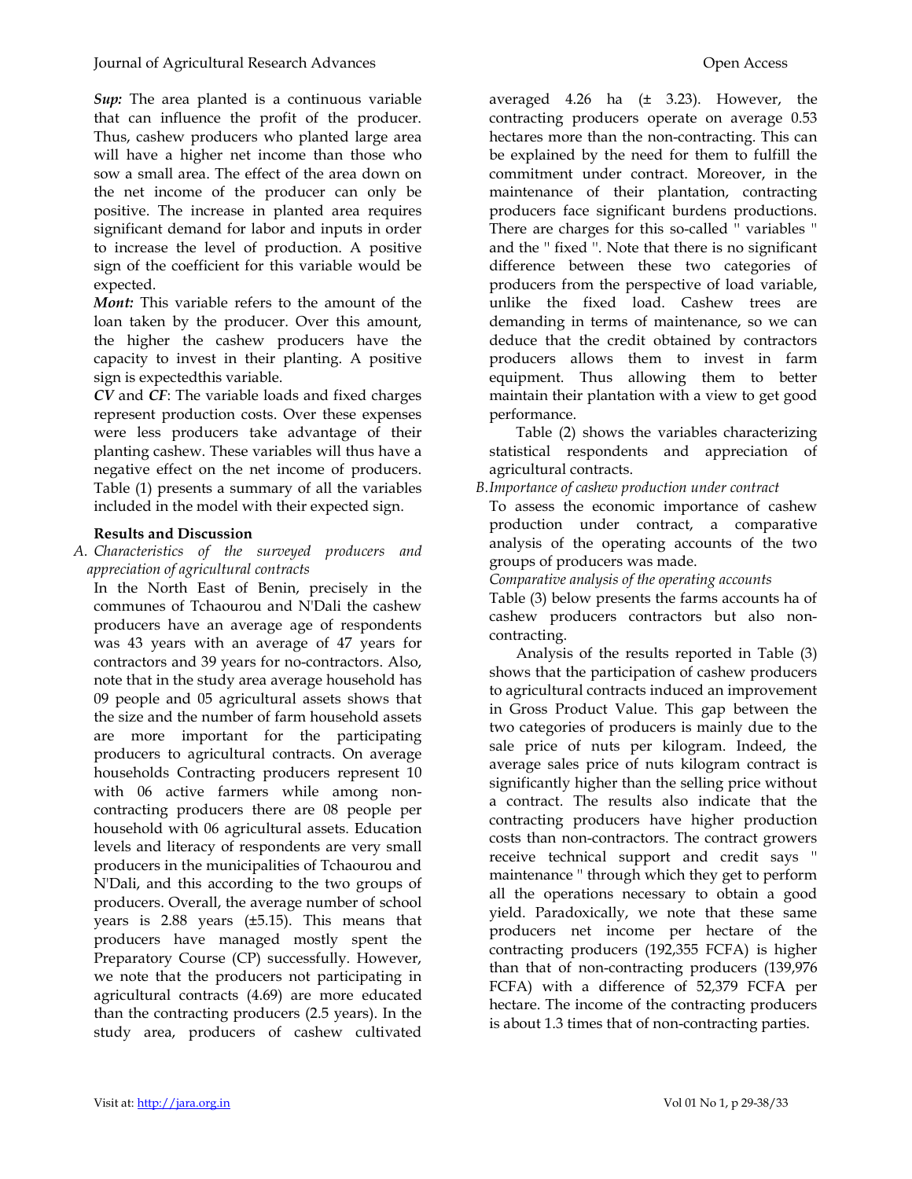***Sup:*** The area planted is a continuous variable that can influence the profit of the producer. Thus, cashew producers who planted large area will have a higher net income than those who sow a small area. The effect of the area down on the net income of the producer can only be positive. The increase in planted area requires significant demand for labor and inputs in order to increase the level of production. A positive sign of the coefficient for this variable would be expected.

***Mont:*** This variable refers to the amount of the loan taken by the producer. Over this amount, the higher the cashew producers have the capacity to invest in their planting. A positive sign is expectedthis variable.

***CV*** and ***CF***: The variable loads and fixed charges represent production costs. Over these expenses were less producers take advantage of their planting cashew. These variables will thus have a negative effect on the net income of producers. Table (1) presents a summary of all the variables included in the model with their expected sign.

## Results and Discussion

### A. *Characteristics of the surveyed producers and appreciation of agricultural contracts*

In the North East of Benin, precisely in the communes of Tchaourou and N'Dali the cashew producers have an average age of respondents was 43 years with an average of 47 years for contractors and 39 years for no-contractors. Also, note that in the study area average household has 09 people and 05 agricultural assets shows that the size and the number of farm household assets are more important for the participating producers to agricultural contracts. On average households Contracting producers represent 10 with 06 active farmers while among non-contracting producers there are 08 people per household with 06 agricultural assets. Education levels and literacy of respondents are very small producers in the municipalities of Tchaourou and N'Dali, and this according to the two groups of producers. Overall, the average number of school years is 2.88 years (±5.15). This means that producers have managed mostly spent the Preparatory Course (CP) successfully. However, we note that the producers not participating in agricultural contracts (4.69) are more educated than the contracting producers (2.5 years). In the study area, producers of cashew cultivated averaged 4.26 ha (± 3.23). However, the contracting producers operate on average 0.53 hectares more than the non-contracting. This can be explained by the need for them to fulfill the commitment under contract. Moreover, in the maintenance of their plantation, contracting producers face significant burdens productions. There are charges for this so-called " variables " and the " fixed ". Note that there is no significant difference between these two categories of producers from the perspective of load variable, unlike the fixed load. Cashew trees are demanding in terms of maintenance, so we can deduce that the credit obtained by contractors producers allows them to invest in farm equipment. Thus allowing them to better maintain their plantation with a view to get good performance.

Table (2) shows the variables characterizing statistical respondents and appreciation of agricultural contracts.

### B. *Importance of cashew production under contract*

To assess the economic importance of cashew production under contract, a comparative analysis of the operating accounts of the two groups of producers was made.

*Comparative analysis of the operating accounts*

Table (3) below presents the farms accounts ha of cashew producers contractors but also non-contracting.

Analysis of the results reported in Table (3) shows that the participation of cashew producers to agricultural contracts induced an improvement in Gross Product Value. This gap between the two categories of producers is mainly due to the sale price of nuts per kilogram. Indeed, the average sales price of nuts kilogram contract is significantly higher than the selling price without a contract. The results also indicate that the contracting producers have higher production costs than non-contractors. The contract growers receive technical support and credit says " maintenance " through which they get to perform all the operations necessary to obtain a good yield. Paradoxically, we note that these same producers net income per hectare of the contracting producers (192,355 FCFA) is higher than that of non-contracting producers (139,976 FCFA) with a difference of 52,379 FCFA per hectare. The income of the contracting producers is about 1.3 times that of non-contracting parties.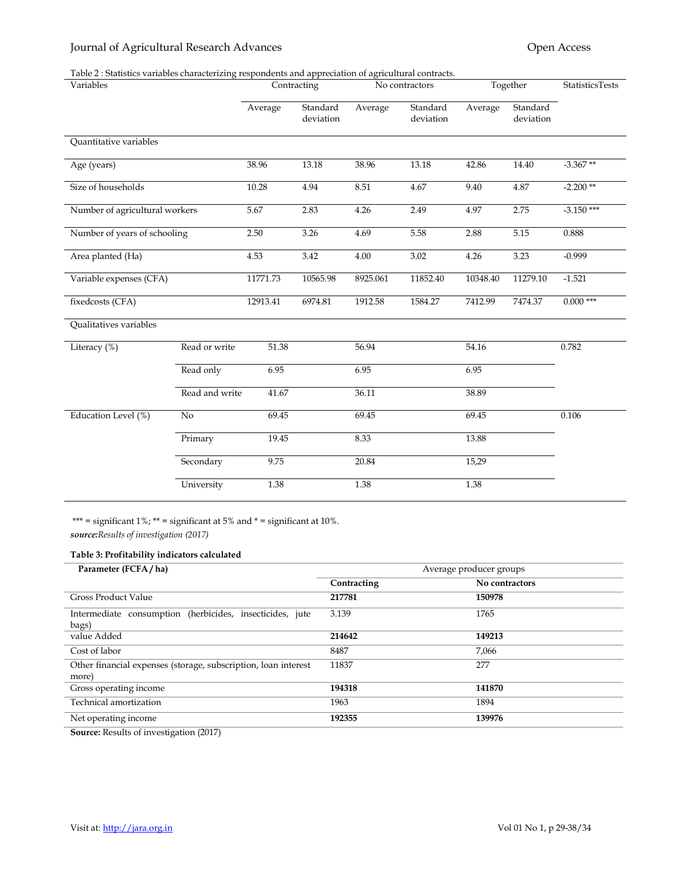Table 2 : Statistics variables characterizing respondents and appreciation of agricultural contracts.

| Variables | | Contracting | | No contractors | | Together | | StatisticsTests |
|---|---|---|---|---|---|---|---|---|
| | | Average | Standard deviation | Average | Standard deviation | Average | Standard deviation | |
| Quantitative variables | | | | | | | | |
| Age (years) | | 38.96 | 13.18 | 38.96 | 13.18 | 42.86 | 14.40 | -3.367 ** |
| Size of households | | 10.28 | 4.94 | 8.51 | 4.67 | 9.40 | 4.87 | -2.200 ** |
| Number of agricultural workers | | 5.67 | 2.83 | 4.26 | 2.49 | 4.97 | 2.75 | -3.150 *** |
| Number of years of schooling | | 2.50 | 3.26 | 4.69 | 5.58 | 2.88 | 5.15 | 0.888 |
| Area planted (Ha) | | 4.53 | 3.42 | 4.00 | 3.02 | 4.26 | 3.23 | -0.999 |
| Variable expenses (CFA) | | 11771.73 | 10565.98 | 8925.061 | 11852.40 | 10348.40 | 11279.10 | -1.521 |
| fixedcosts (CFA) | | 12913.41 | 6974.81 | 1912.58 | 1584.27 | 7412.99 | 7474.37 | 0.000 *** |
| Qualitatives variables | | | | | | | | |
| Literacy (%) | Read or write | 51.38 | | 56.94 | | 54.16 | | 0.782 |
| | Read only | 6.95 | | 6.95 | | 6.95 | | |
| | Read and write | 41.67 | | 36.11 | | 38.89 | | |
| Education Level (%) | No | 69.45 | | 69.45 | | 69.45 | | 0.106 |
| | Primary | 19.45 | | 8.33 | | 13.88 | | |
| | Secondary | 9.75 | | 20.84 | | 15,29 | | |
| | University | 1.38 | | 1.38 | | 1.38 | | |

*** = significant 1%; ** = significant at 5% and * = significant at 10%.
***source:****Results of investigation (2017)*

**Table 3: Profitability indicators calculated**

| Parameter (FCFA / ha) | Average producer groups | |
|---|---|---|
| | **Contracting** | **No contractors** |
| Gross Product Value | **217781** | **150978** |
| Intermediate consumption (herbicides, insecticides, jute bags) | 3.139 | 1765 |
| value Added | **214642** | **149213** |
| Cost of labor | 8487 | 7,066 |
| Other financial expenses (storage, subscription, loan interest more) | 11837 | 277 |
| Gross operating income | **194318** | **141870** |
| Technical amortization | 1963 | 1894 |
| Net operating income | **192355** | **139976** |

**Source:** Results of investigation (2017)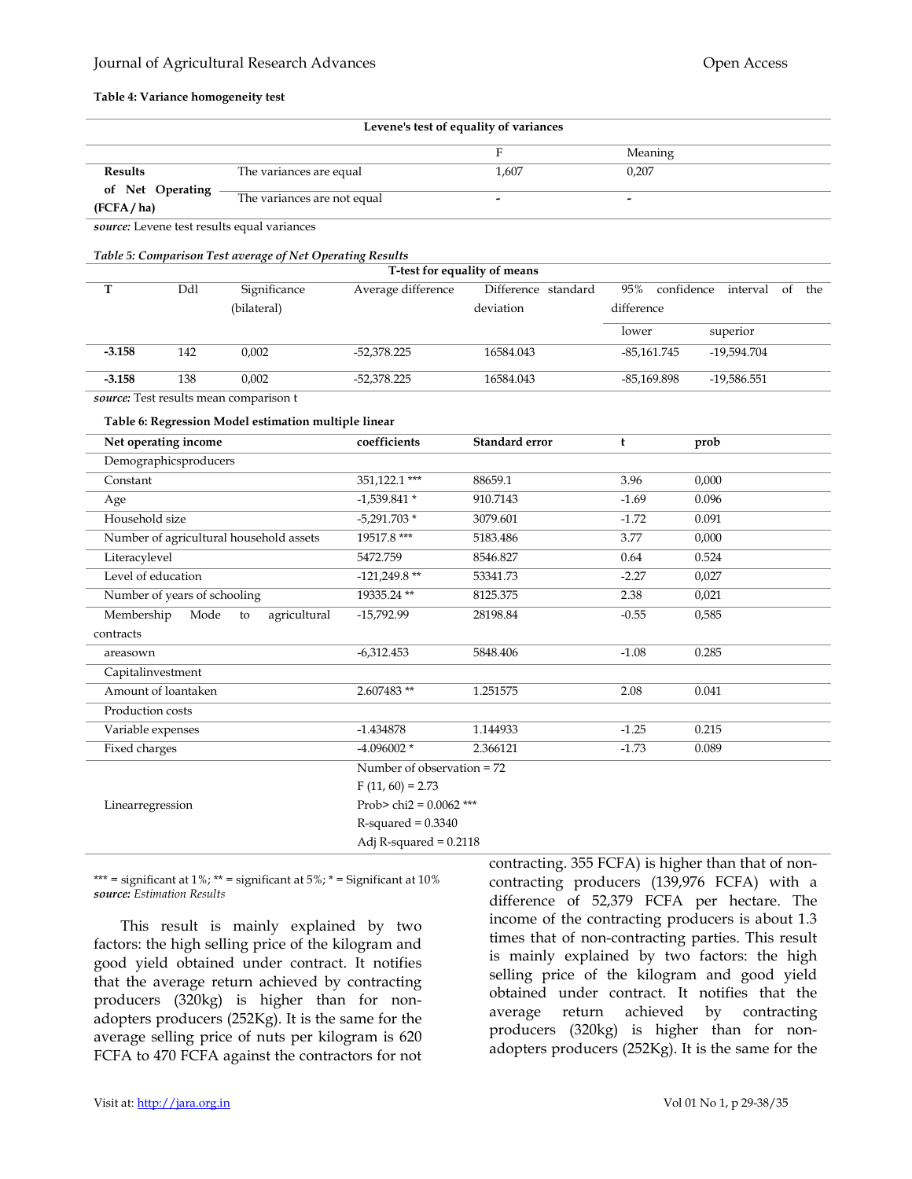**Table 4: Variance homogeneity test**

| Levene's test of equality of variances | | | |
|---|---|---|---|
| | | F | Meaning |
| Results of Net Operating (FCFA / ha) | The variances are equal | 1,607 | 0,207 |
| | The variances are not equal | - | - |

*source:* Levene test results equal variances

***Table 5: Comparison Test average of Net Operating Results***

| T-test for equality of means | | | | | | |
|---|---|---|---|---|---|---|
| T | Ddl | Significance (bilateral) | Average difference | Difference standard deviation | 95% confidence interval of the difference | |
| | | | | | lower | superior |
| **-3.158** | 142 | 0,002 | -52,378.225 | 16584.043 | -85,161.745 | -19,594.704 |
| **-3.158** | 138 | 0,002 | -52,378.225 | 16584.043 | -85,169.898 | -19,586.551 |

*source:* Test results mean comparison t

**Table 6: Regression Model estimation multiple linear**

| Net operating income | coefficients | Standard error | t | prob |
|---|---|---|---|---|
| Demographicsproducers | | | | |
| Constant | 351,122.1 *** | 88659.1 | 3.96 | 0,000 |
| Age | -1,539.841 * | 910.7143 | -1.69 | 0.096 |
| Household size | -5,291.703 * | 3079.601 | -1.72 | 0.091 |
| Number of agricultural household assets | 19517.8 *** | 5183.486 | 3.77 | 0,000 |
| Literacylevel | 5472.759 | 8546.827 | 0.64 | 0.524 |
| Level of education | -121,249.8 ** | 53341.73 | -2.27 | 0,027 |
| Number of years of schooling | 19335.24 ** | 8125.375 | 2.38 | 0,021 |
| Membership Mode to agricultural contracts | -15,792.99 | 28198.84 | -0.55 | 0,585 |
| areasown | -6,312.453 | 5848.406 | -1.08 | 0.285 |
| Capitalinvestment | | | | |
| Amount of loantaken | 2.607483 ** | 1.251575 | 2.08 | 0.041 |
| Production costs | | | | |
| Variable expenses | -1.434878 | 1.144933 | -1.25 | 0.215 |
| Fixed charges | -4.096002 * | 2.366121 | -1.73 | 0.089 |
| Linearregression | Number of observation = 72<br>F (11, 60) = 2.73<br>Prob> chi2 = 0.0062 ***<br>R-squared = 0.3340<br>Adj R-squared = 0.2118 | | | |

*** = significant at 1%; ** = significant at 5%; * = Significant at 10%
*source: Estimation Results*

This result is mainly explained by two factors: the high selling price of the kilogram and good yield obtained under contract. It notifies that the average return achieved by contracting producers (320kg) is higher than for non-adopters producers (252Kg). It is the same for the average selling price of nuts per kilogram is 620 FCFA to 470 FCFA against the contractors for not contracting. 355 FCFA) is higher than that of non-contracting producers (139,976 FCFA) with a difference of 52,379 FCFA per hectare. The income of the contracting producers is about 1.3 times that of non-contracting parties. This result is mainly explained by two factors: the high selling price of the kilogram and good yield obtained under contract. It notifies that the average return achieved by contracting producers (320kg) is higher than for non-adopters producers (252Kg). It is the same for the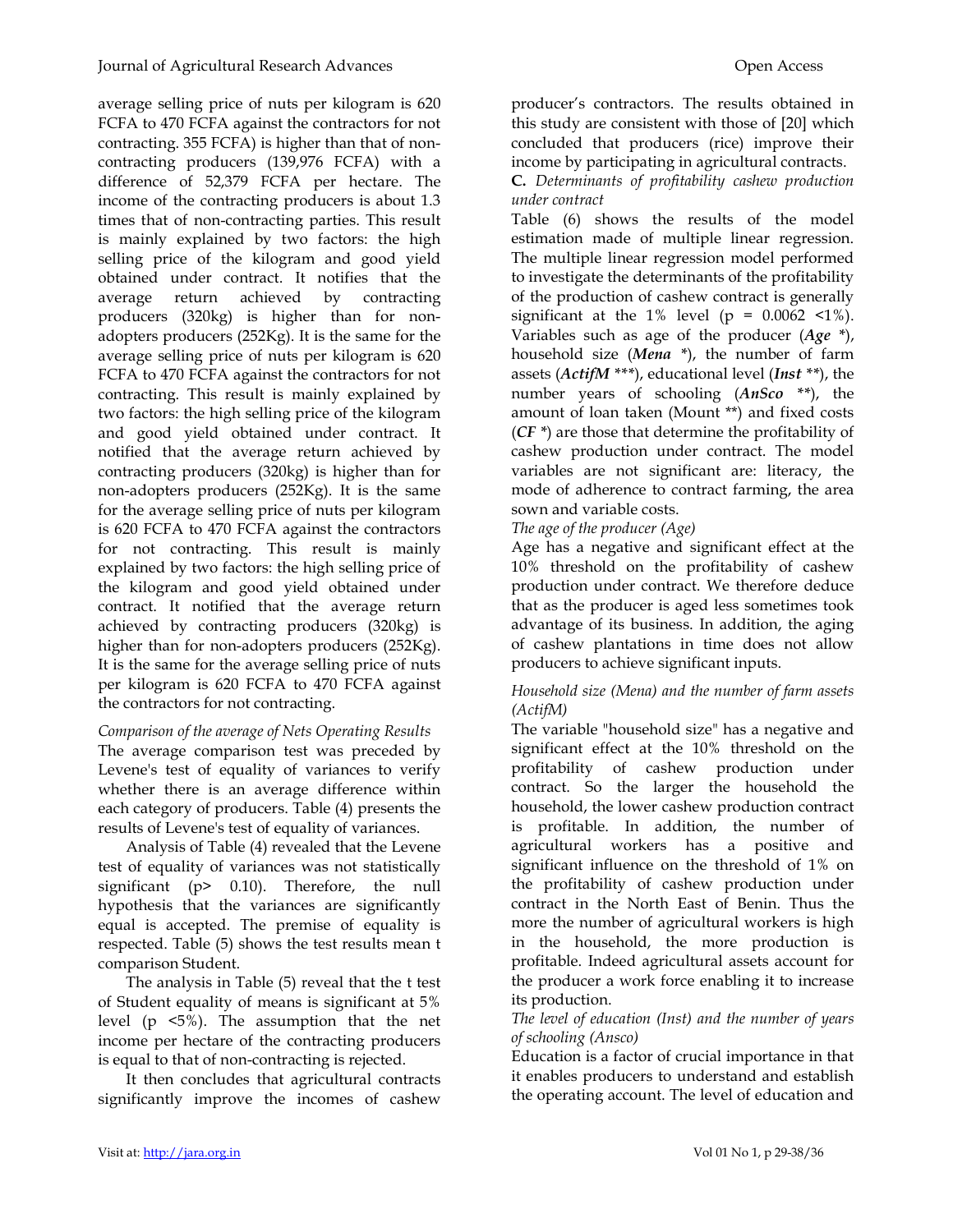average selling price of nuts per kilogram is 620 FCFA to 470 FCFA against the contractors for not contracting. 355 FCFA) is higher than that of non-contracting producers (139,976 FCFA) with a difference of 52,379 FCFA per hectare. The income of the contracting producers is about 1.3 times that of non-contracting parties. This result is mainly explained by two factors: the high selling price of the kilogram and good yield obtained under contract. It notifies that the average return achieved by contracting producers (320kg) is higher than for non-adopters producers (252Kg). It is the same for the average selling price of nuts per kilogram is 620 FCFA to 470 FCFA against the contractors for not contracting. This result is mainly explained by two factors: the high selling price of the kilogram and good yield obtained under contract. It notified that the average return achieved by contracting producers (320kg) is higher than for non-adopters producers (252Kg). It is the same for the average selling price of nuts per kilogram is 620 FCFA to 470 FCFA against the contractors for not contracting. This result is mainly explained by two factors: the high selling price of the kilogram and good yield obtained under contract. It notified that the average return achieved by contracting producers (320kg) is higher than for non-adopters producers (252Kg). It is the same for the average selling price of nuts per kilogram is 620 FCFA to 470 FCFA against the contractors for not contracting.

*Comparison of the average of Nets Operating Results*

The average comparison test was preceded by Levene's test of equality of variances to verify whether there is an average difference within each category of producers. Table (4) presents the results of Levene's test of equality of variances.

Analysis of Table (4) revealed that the Levene test of equality of variances was not statistically significant ($p > 0.10$). Therefore, the null hypothesis that the variances are significantly equal is accepted. The premise of equality is respected. Table (5) shows the test results mean t comparison Student.

The analysis in Table (5) reveal that the t test of Student equality of means is significant at 5% level ($p < 5\%$). The assumption that the net income per hectare of the contracting producers is equal to that of non-contracting is rejected.

It then concludes that agricultural contracts significantly improve the incomes of cashew producer's contractors. The results obtained in this study are consistent with those of [20] which concluded that producers (rice) improve their income by participating in agricultural contracts.

**C.** *Determinants of profitability cashew production under contract*

Table (6) shows the results of the model estimation made of multiple linear regression. The multiple linear regression model performed to investigate the determinants of the profitability of the production of cashew contract is generally significant at the 1% level ($p = 0.0062 < 1\%$). Variables such as age of the producer (***Age*** *), household size (***Mena*** *), the number of farm assets (***ActifM*** ***), educational level (***Inst*** **), the number years of schooling (***AnSco*** **), the amount of loan taken (Mount **) and fixed costs (***CF*** *) are those that determine the profitability of cashew production under contract. The model variables are not significant are: literacy, the mode of adherence to contract farming, the area sown and variable costs.

*The age of the producer (Age)*

Age has a negative and significant effect at the 10% threshold on the profitability of cashew production under contract. We therefore deduce that as the producer is aged less sometimes took advantage of its business. In addition, the aging of cashew plantations in time does not allow producers to achieve significant inputs.

*Household size (Mena) and the number of farm assets (ActifM)*

The variable "household size" has a negative and significant effect at the 10% threshold on the profitability of cashew production under contract. So the larger the household, the lower cashew production contract is profitable. In addition, the number of agricultural workers has a positive and significant influence on the threshold of 1% on the profitability of cashew production under contract in the North East of Benin. Thus the more the number of agricultural workers is high in the household, the more production is profitable. Indeed agricultural assets account for the producer a work force enabling it to increase its production.

*The level of education (Inst) and the number of years of schooling (Ansco)*

Education is a factor of crucial importance in that it enables producers to understand and establish the operating account. The level of education and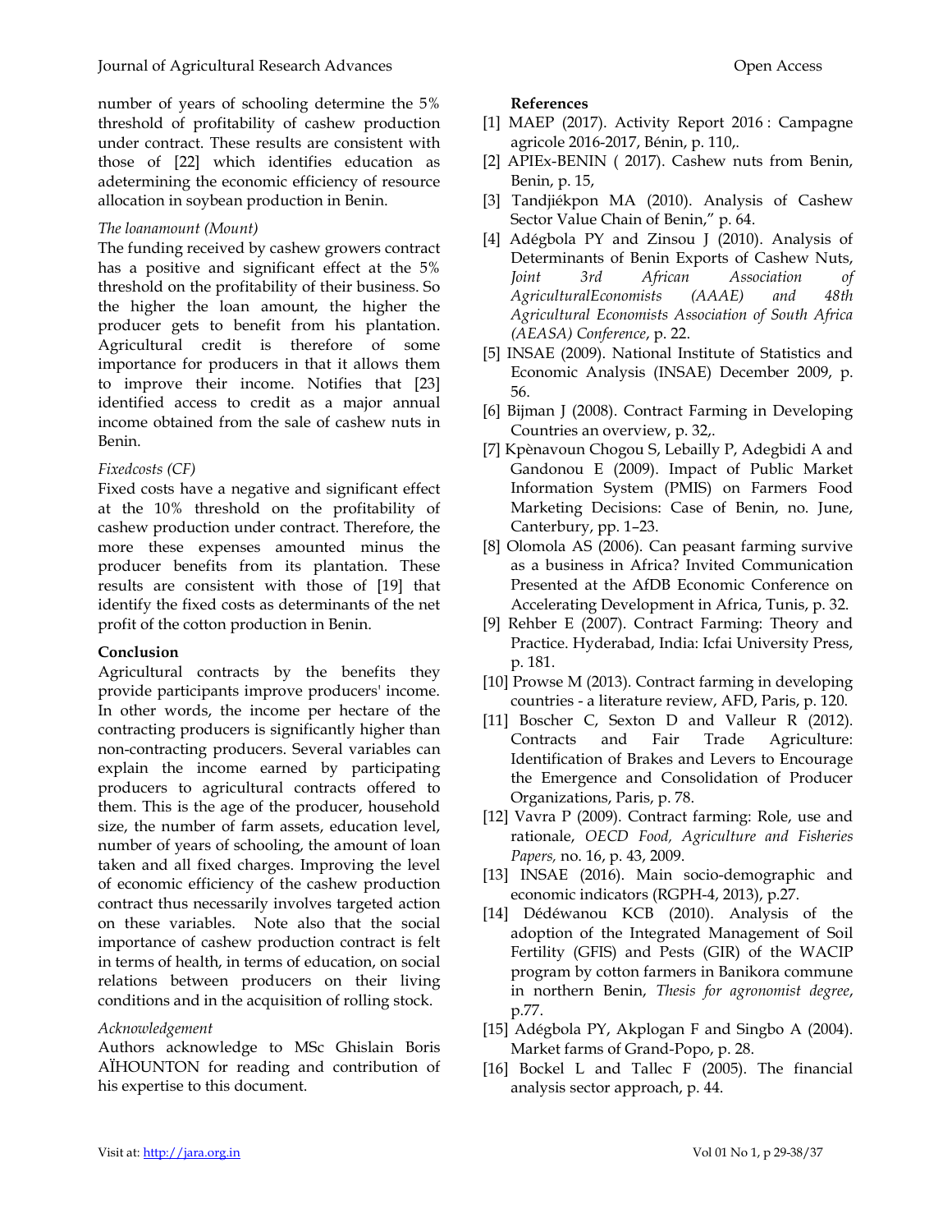number of years of schooling determine the 5% threshold of profitability of cashew production under contract. These results are consistent with those of [22] which identifies education as adetermining the economic efficiency of resource allocation in soybean production in Benin.

*The loanamount (Mount)*

The funding received by cashew growers contract has a positive and significant effect at the 5% threshold on the profitability of their business. So the higher the loan amount, the higher the producer gets to benefit from his plantation. Agricultural credit is therefore of some importance for producers in that it allows them to improve their income. Notifies that [23] identified access to credit as a major annual income obtained from the sale of cashew nuts in Benin.

*Fixedcosts (CF)*

Fixed costs have a negative and significant effect at the 10% threshold on the profitability of cashew production under contract. Therefore, the more these expenses amounted minus the producer benefits from its plantation. These results are consistent with those of [19] that identify the fixed costs as determinants of the net profit of the cotton production in Benin.

**Conclusion**

Agricultural contracts by the benefits they provide participants improve producers' income. In other words, the income per hectare of the contracting producers is significantly higher than non-contracting producers. Several variables can explain the income earned by participating producers to agricultural contracts offered to them. This is the age of the producer, household size, the number of farm assets, education level, number of years of schooling, the amount of loan taken and all fixed charges. Improving the level of economic efficiency of the cashew production contract thus necessarily involves targeted action on these variables. Note also that the social importance of cashew production contract is felt in terms of health, in terms of education, on social relations between producers on their living conditions and in the acquisition of rolling stock.

*Acknowledgement*

Authors acknowledge to MSc Ghislain Boris AÏHOUNTON for reading and contribution of his expertise to this document.

**References**

[1] MAEP (2017). Activity Report 2016 : Campagne agricole 2016-2017, Bénin, p. 110,.

[2] APIEx-BENIN ( 2017). Cashew nuts from Benin, Benin, p. 15,

[3] Tandjiékpon MA (2010). Analysis of Cashew Sector Value Chain of Benin," p. 64.

[4] Adégbola PY and Zinsou J (2010). Analysis of Determinants of Benin Exports of Cashew Nuts, *Joint 3rd African Association of AgriculturalEconomists (AAAE) and 48th Agricultural Economists Association of South Africa (AEASA) Conference*, p. 22.

[5] INSAE (2009). National Institute of Statistics and Economic Analysis (INSAE) December 2009, p. 56.

[6] Bijman J (2008). Contract Farming in Developing Countries an overview, p. 32,.

[7] Kpènavoun Chogou S, Lebailly P, Adegbidi A and Gandonou E (2009). Impact of Public Market Information System (PMIS) on Farmers Food Marketing Decisions: Case of Benin, no. June, Canterbury, pp. 1–23.

[8] Olomola AS (2006). Can peasant farming survive as a business in Africa? Invited Communication Presented at the AfDB Economic Conference on Accelerating Development in Africa, Tunis, p. 32.

[9] Rehber E (2007). Contract Farming: Theory and Practice. Hyderabad, India: Icfai University Press, p. 181.

[10] Prowse M (2013). Contract farming in developing countries - a literature review, AFD, Paris, p. 120.

[11] Boscher C, Sexton D and Valleur R (2012). Contracts and Fair Trade Agriculture: Identification of Brakes and Levers to Encourage the Emergence and Consolidation of Producer Organizations, Paris, p. 78.

[12] Vavra P (2009). Contract farming: Role, use and rationale, *OECD Food, Agriculture and Fisheries Papers,* no. 16, p. 43, 2009.

[13] INSAE (2016). Main socio-demographic and economic indicators (RGPH-4, 2013), p.27.

[14] Dédéwanou KCB (2010). Analysis of the adoption of the Integrated Management of Soil Fertility (GFIS) and Pests (GIR) of the WACIP program by cotton farmers in Banikora commune in northern Benin, *Thesis for agronomist degree*, p.77.

[15] Adégbola PY, Akplogan F and Singbo A (2004). Market farms of Grand-Popo, p. 28.

[16] Bockel L and Tallec F (2005). The financial analysis sector approach, p. 44.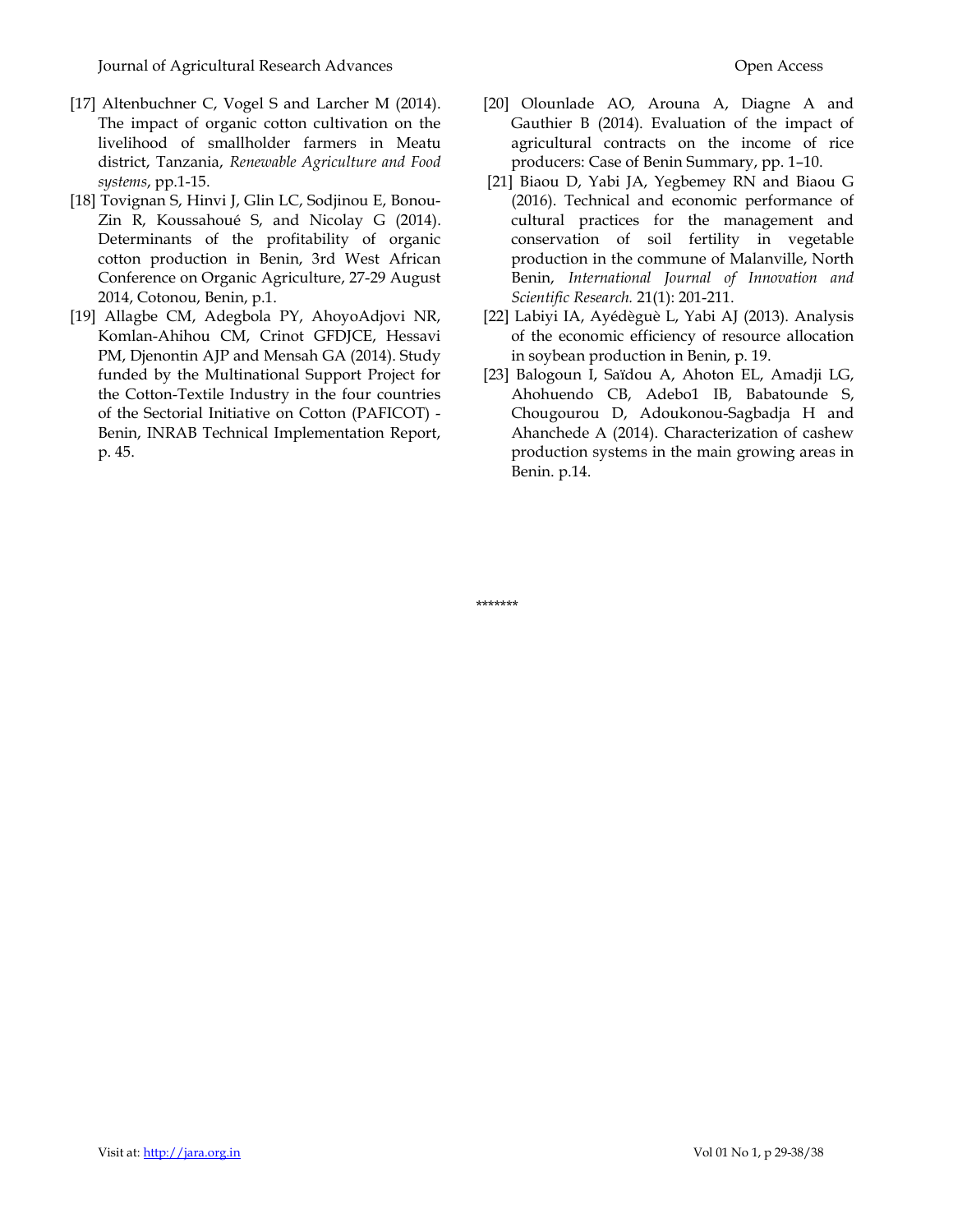[17] Altenbuchner C, Vogel S and Larcher M (2014). The impact of organic cotton cultivation on the livelihood of smallholder farmers in Meatu district, Tanzania, *Renewable Agriculture and Food systems*, pp.1-15.

[18] Tovignan S, Hinvi J, Glin LC, Sodjinou E, Bonou-Zin R, Koussahoué S, and Nicolay G (2014). Determinants of the profitability of organic cotton production in Benin, 3rd West African Conference on Organic Agriculture, 27-29 August 2014, Cotonou, Benin, p.1.

[19] Allagbe CM, Adegbola PY, AhoyoAdjovi NR, Komlan-Ahihou CM, Crinot GFDJCE, Hessavi PM, Djenontin AJP and Mensah GA (2014). Study funded by the Multinational Support Project for the Cotton-Textile Industry in the four countries of the Sectorial Initiative on Cotton (PAFICOT) - Benin, INRAB Technical Implementation Report, p. 45.

[20] Olounlade AO, Arouna A, Diagne A and Gauthier B (2014). Evaluation of the impact of agricultural contracts on the income of rice producers: Case of Benin Summary, pp. 1–10.

[21] Biaou D, Yabi JA, Yegbemey RN and Biaou G (2016). Technical and economic performance of cultural practices for the management and conservation of soil fertility in vegetable production in the commune of Malanville, North Benin, *International Journal of Innovation and Scientific Research.* 21(1): 201-211.

[22] Labiyi IA, Ayédèguè L, Yabi AJ (2013). Analysis of the economic efficiency of resource allocation in soybean production in Benin, p. 19.

[23] Balogoun I, Saïdou A, Ahoton EL, Amadji LG, Ahohuendo CB, Adebo1 IB, Babatounde S, Chougourou D, Adoukonou-Sagbadja H and Ahanchede A (2014). Characterization of cashew production systems in the main growing areas in Benin. p.14.

*******